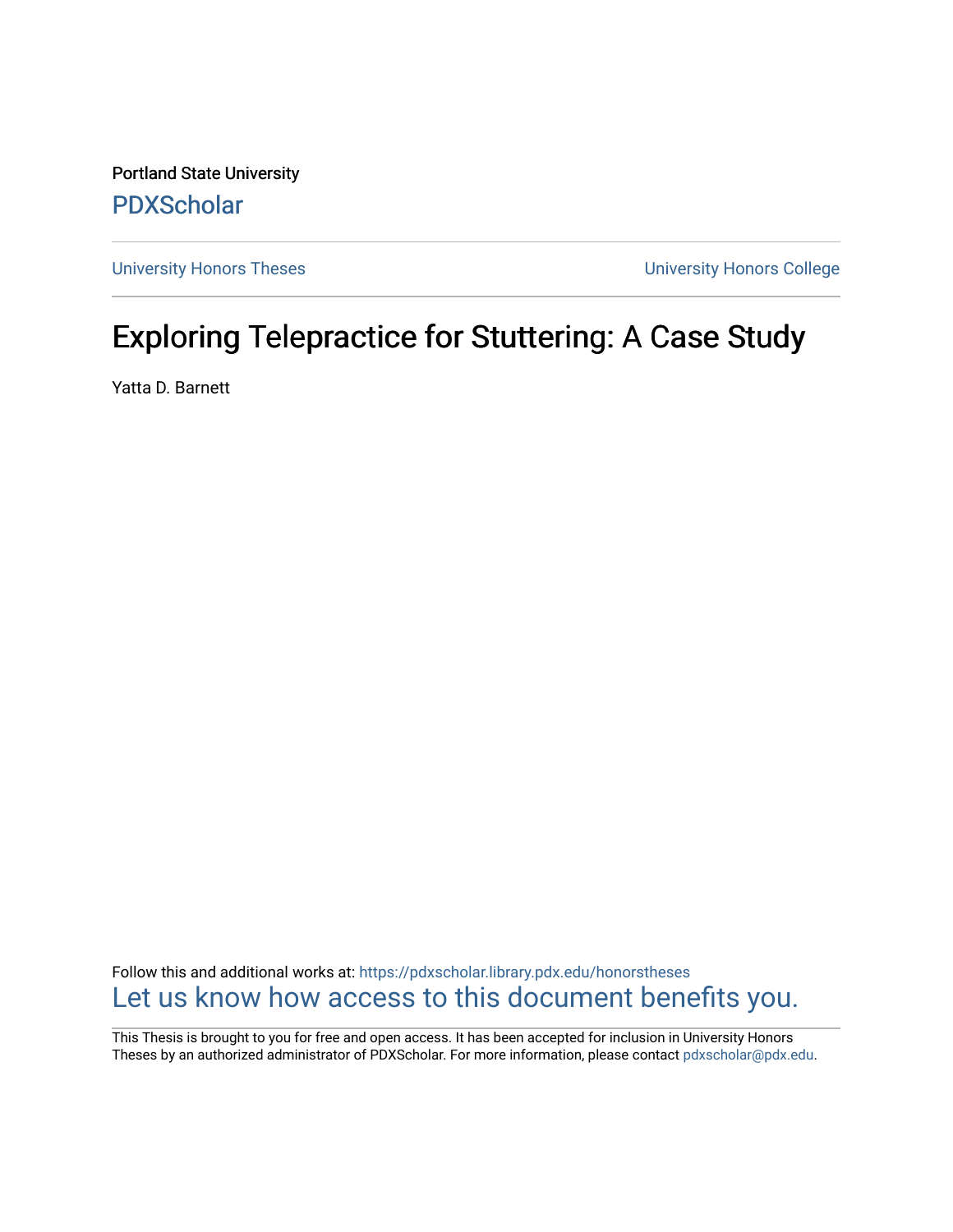Portland State University

PDXScholar

University Honors Theses

University Honors College

# Exploring Telepractice for Stuttering: A Case Study

Yatta D. Barnett

Follow this and additional works at: https://pdxscholar.library.pdx.edu/honorstheses

Let us know how access to this document benefits you.

This Thesis is brought to you for free and open access. It has been accepted for inclusion in University Honors Theses by an authorized administrator of PDXScholar. For more information, please contact pdxscholar@pdx.edu.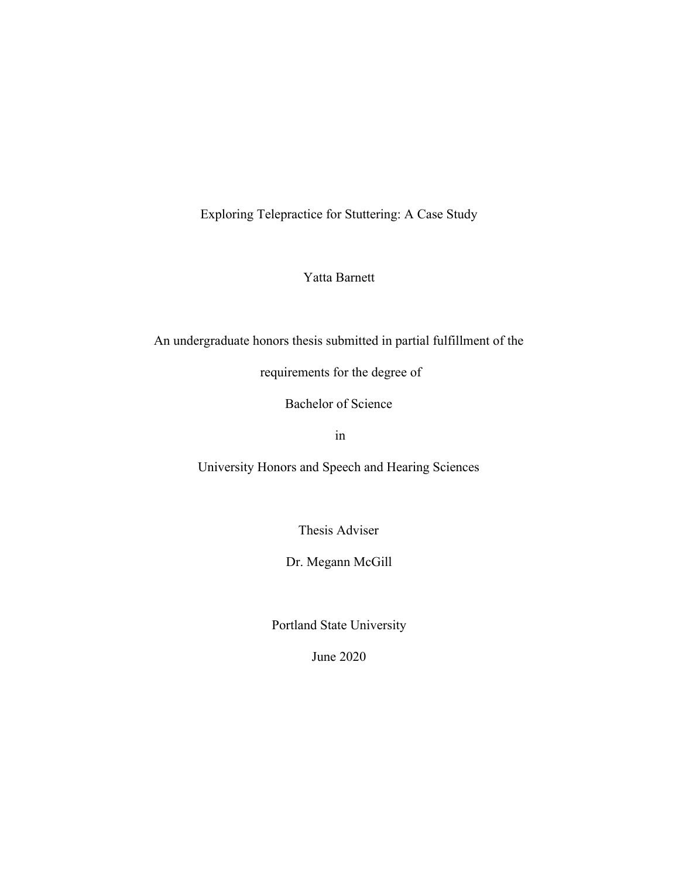# Exploring Telepractice for Stuttering: A Case Study

Yatta Barnett

An undergraduate honors thesis submitted in partial fulfillment of the

requirements for the degree of

Bachelor of Science

in

University Honors and Speech and Hearing Sciences

Thesis Adviser

Dr. Megann McGill

Portland State University

June 2020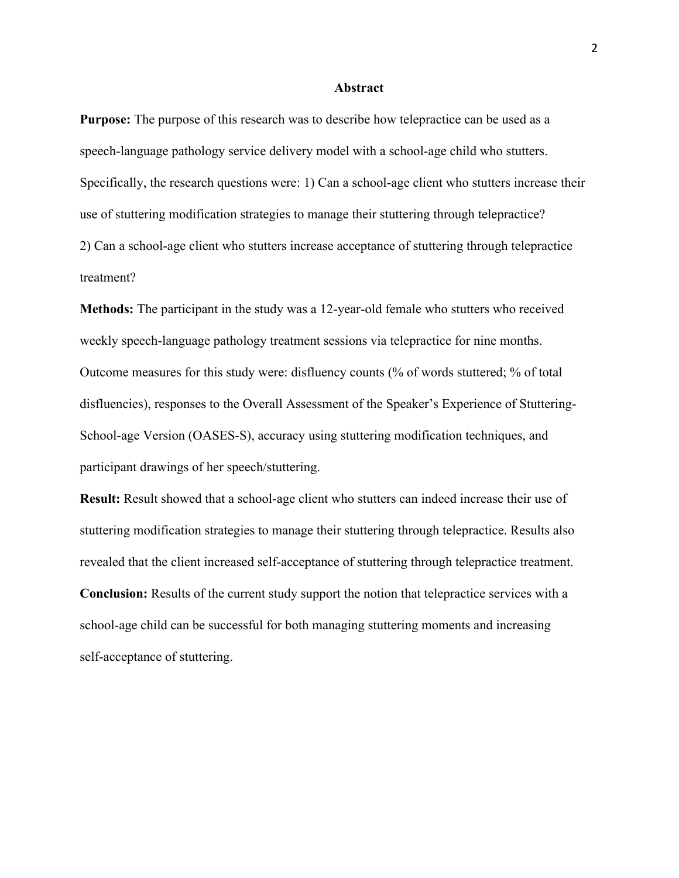## Abstract

**Purpose:** The purpose of this research was to describe how telepractice can be used as a speech-language pathology service delivery model with a school-age child who stutters. Specifically, the research questions were: 1) Can a school-age client who stutters increase their use of stuttering modification strategies to manage their stuttering through telepractice? 2) Can a school-age client who stutters increase acceptance of stuttering through telepractice treatment?

**Methods:** The participant in the study was a 12-year-old female who stutters who received weekly speech-language pathology treatment sessions via telepractice for nine months. Outcome measures for this study were: disfluency counts (% of words stuttered; % of total disfluencies), responses to the Overall Assessment of the Speaker's Experience of Stuttering-School-age Version (OASES-S), accuracy using stuttering modification techniques, and participant drawings of her speech/stuttering.

**Result:** Result showed that a school-age client who stutters can indeed increase their use of stuttering modification strategies to manage their stuttering through telepractice. Results also revealed that the client increased self-acceptance of stuttering through telepractice treatment.

**Conclusion:** Results of the current study support the notion that telepractice services with a school-age child can be successful for both managing stuttering moments and increasing self-acceptance of stuttering.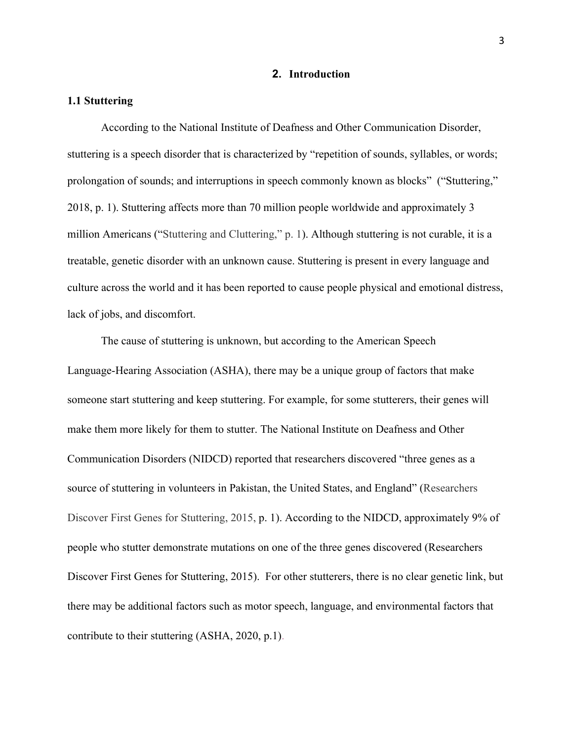## 2. Introduction

### 1.1 Stuttering

According to the National Institute of Deafness and Other Communication Disorder, stuttering is a speech disorder that is characterized by "repetition of sounds, syllables, or words; prolongation of sounds; and interruptions in speech commonly known as blocks" ("Stuttering," 2018, p. 1). Stuttering affects more than 70 million people worldwide and approximately 3 million Americans ("Stuttering and Cluttering," p. 1). Although stuttering is not curable, it is a treatable, genetic disorder with an unknown cause. Stuttering is present in every language and culture across the world and it has been reported to cause people physical and emotional distress, lack of jobs, and discomfort.

The cause of stuttering is unknown, but according to the American Speech Language-Hearing Association (ASHA), there may be a unique group of factors that make someone start stuttering and keep stuttering. For example, for some stutterers, their genes will make them more likely for them to stutter. The National Institute on Deafness and Other Communication Disorders (NIDCD) reported that researchers discovered "three genes as a source of stuttering in volunteers in Pakistan, the United States, and England" (Researchers Discover First Genes for Stuttering, 2015, p. 1). According to the NIDCD, approximately 9% of people who stutter demonstrate mutations on one of the three genes discovered (Researchers Discover First Genes for Stuttering, 2015). For other stutterers, there is no clear genetic link, but there may be additional factors such as motor speech, language, and environmental factors that contribute to their stuttering (ASHA, 2020, p.1).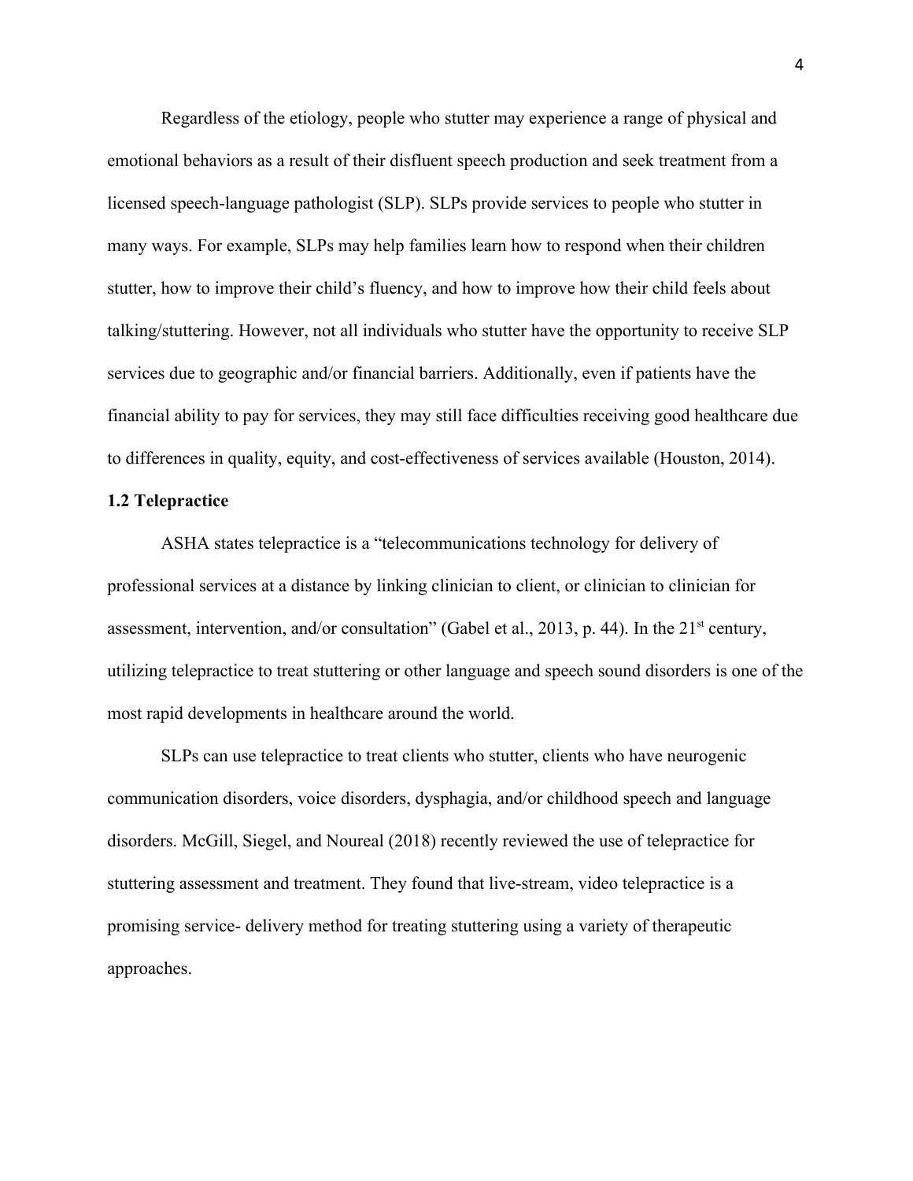Regardless of the etiology, people who stutter may experience a range of physical and emotional behaviors as a result of their disfluent speech production and seek treatment from a licensed speech-language pathologist (SLP). SLPs provide services to people who stutter in many ways. For example, SLPs may help families learn how to respond when their children stutter, how to improve their child's fluency, and how to improve how their child feels about talking/stuttering. However, not all individuals who stutter have the opportunity to receive SLP services due to geographic and/or financial barriers. Additionally, even if patients have the financial ability to pay for services, they may still face difficulties receiving good healthcare due to differences in quality, equity, and cost-effectiveness of services available (Houston, 2014).

### 1.2 Telepractice

ASHA states telepractice is a "telecommunications technology for delivery of professional services at a distance by linking clinician to client, or clinician to clinician for assessment, intervention, and/or consultation" (Gabel et al., 2013, p. 44). In the 21st century, utilizing telepractice to treat stuttering or other language and speech sound disorders is one of the most rapid developments in healthcare around the world.

SLPs can use telepractice to treat clients who stutter, clients who have neurogenic communication disorders, voice disorders, dysphagia, and/or childhood speech and language disorders. McGill, Siegel, and Noureal (2018) recently reviewed the use of telepractice for stuttering assessment and treatment. They found that live-stream, video telepractice is a promising service- delivery method for treating stuttering using a variety of therapeutic approaches.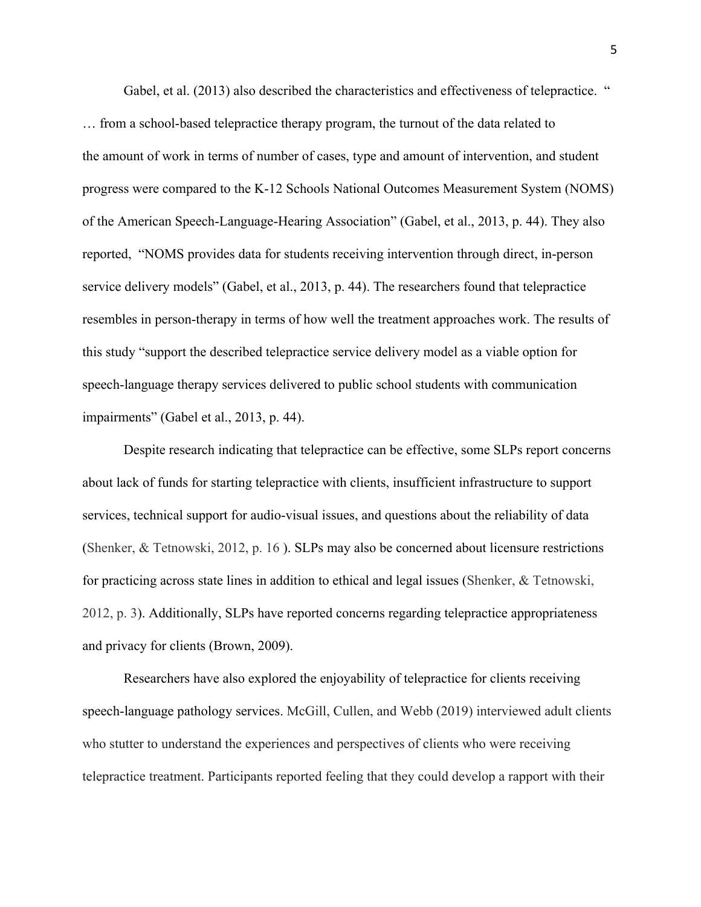Gabel, et al. (2013) also described the characteristics and effectiveness of telepractice. " … from a school-based telepractice therapy program, the turnout of the data related to the amount of work in terms of number of cases, type and amount of intervention, and student progress were compared to the K-12 Schools National Outcomes Measurement System (NOMS) of the American Speech-Language-Hearing Association" (Gabel, et al., 2013, p. 44). They also reported, "NOMS provides data for students receiving intervention through direct, in-person service delivery models" (Gabel, et al., 2013, p. 44). The researchers found that telepractice resembles in person-therapy in terms of how well the treatment approaches work. The results of this study "support the described telepractice service delivery model as a viable option for speech-language therapy services delivered to public school students with communication impairments" (Gabel et al., 2013, p. 44).

Despite research indicating that telepractice can be effective, some SLPs report concerns about lack of funds for starting telepractice with clients, insufficient infrastructure to support services, technical support for audio-visual issues, and questions about the reliability of data (Shenker, & Tetnowski, 2012, p. 16 ). SLPs may also be concerned about licensure restrictions for practicing across state lines in addition to ethical and legal issues (Shenker, & Tetnowski, 2012, p. 3). Additionally, SLPs have reported concerns regarding telepractice appropriateness and privacy for clients (Brown, 2009).

Researchers have also explored the enjoyability of telepractice for clients receiving speech-language pathology services. McGill, Cullen, and Webb (2019) interviewed adult clients who stutter to understand the experiences and perspectives of clients who were receiving telepractice treatment. Participants reported feeling that they could develop a rapport with their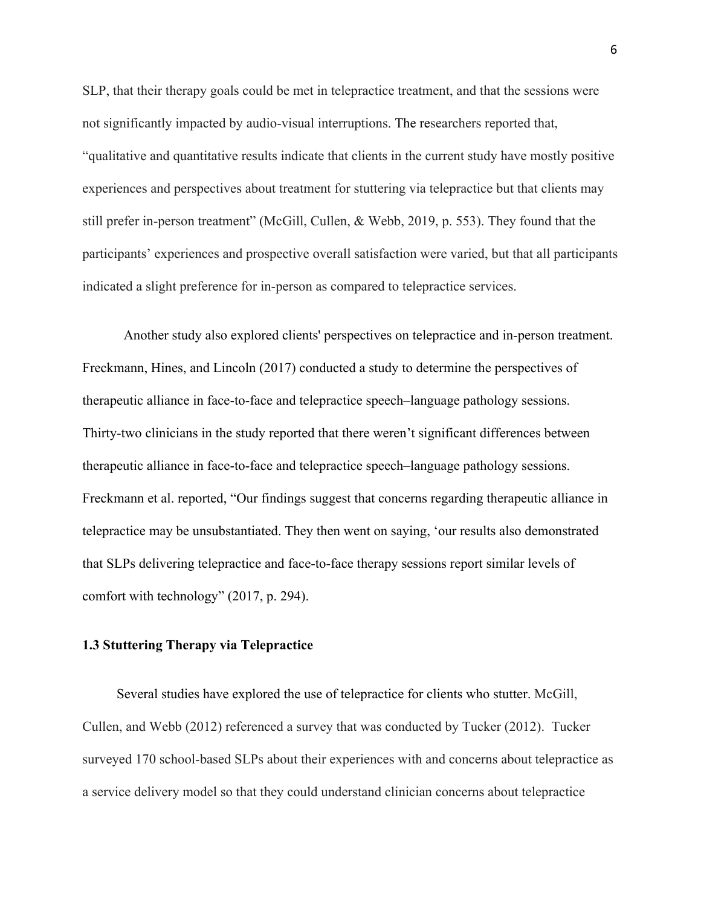SLP, that their therapy goals could be met in telepractice treatment, and that the sessions were not significantly impacted by audio-visual interruptions. The researchers reported that, "qualitative and quantitative results indicate that clients in the current study have mostly positive experiences and perspectives about treatment for stuttering via telepractice but that clients may still prefer in-person treatment" (McGill, Cullen, & Webb, 2019, p. 553). They found that the participants' experiences and prospective overall satisfaction were varied, but that all participants indicated a slight preference for in-person as compared to telepractice services.

Another study also explored clients' perspectives on telepractice and in-person treatment. Freckmann, Hines, and Lincoln (2017) conducted a study to determine the perspectives of therapeutic alliance in face-to-face and telepractice speech–language pathology sessions. Thirty-two clinicians in the study reported that there weren't significant differences between therapeutic alliance in face-to-face and telepractice speech–language pathology sessions. Freckmann et al. reported, "Our findings suggest that concerns regarding therapeutic alliance in telepractice may be unsubstantiated. They then went on saying, 'our results also demonstrated that SLPs delivering telepractice and face-to-face therapy sessions report similar levels of comfort with technology" (2017, p. 294).

### 1.3 Stuttering Therapy via Telepractice

Several studies have explored the use of telepractice for clients who stutter. McGill, Cullen, and Webb (2012) referenced a survey that was conducted by Tucker (2012). Tucker surveyed 170 school-based SLPs about their experiences with and concerns about telepractice as a service delivery model so that they could understand clinician concerns about telepractice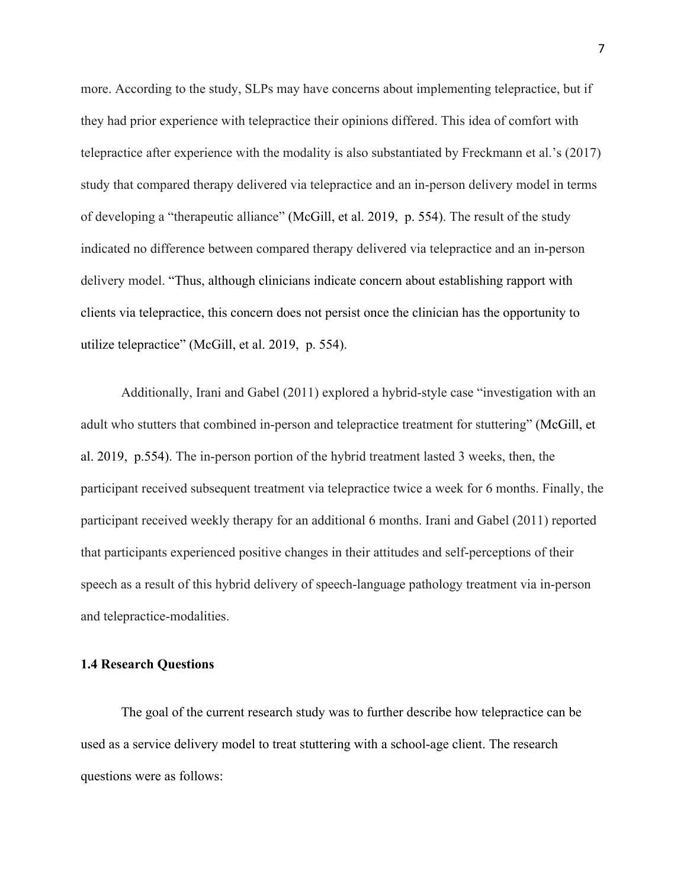more. According to the study, SLPs may have concerns about implementing telepractice, but if they had prior experience with telepractice their opinions differed. This idea of comfort with telepractice after experience with the modality is also substantiated by Freckmann et al.'s (2017) study that compared therapy delivered via telepractice and an in-person delivery model in terms of developing a "therapeutic alliance" (McGill, et al. 2019, p. 554). The result of the study indicated no difference between compared therapy delivered via telepractice and an in-person delivery model. "Thus, although clinicians indicate concern about establishing rapport with clients via telepractice, this concern does not persist once the clinician has the opportunity to utilize telepractice" (McGill, et al. 2019, p. 554).

Additionally, Irani and Gabel (2011) explored a hybrid-style case "investigation with an adult who stutters that combined in-person and telepractice treatment for stuttering" (McGill, et al. 2019, p.554). The in-person portion of the hybrid treatment lasted 3 weeks, then, the participant received subsequent treatment via telepractice twice a week for 6 months. Finally, the participant received weekly therapy for an additional 6 months. Irani and Gabel (2011) reported that participants experienced positive changes in their attitudes and self-perceptions of their speech as a result of this hybrid delivery of speech-language pathology treatment via in-person and telepractice-modalities.

### 1.4 Research Questions

The goal of the current research study was to further describe how telepractice can be used as a service delivery model to treat stuttering with a school-age client. The research questions were as follows: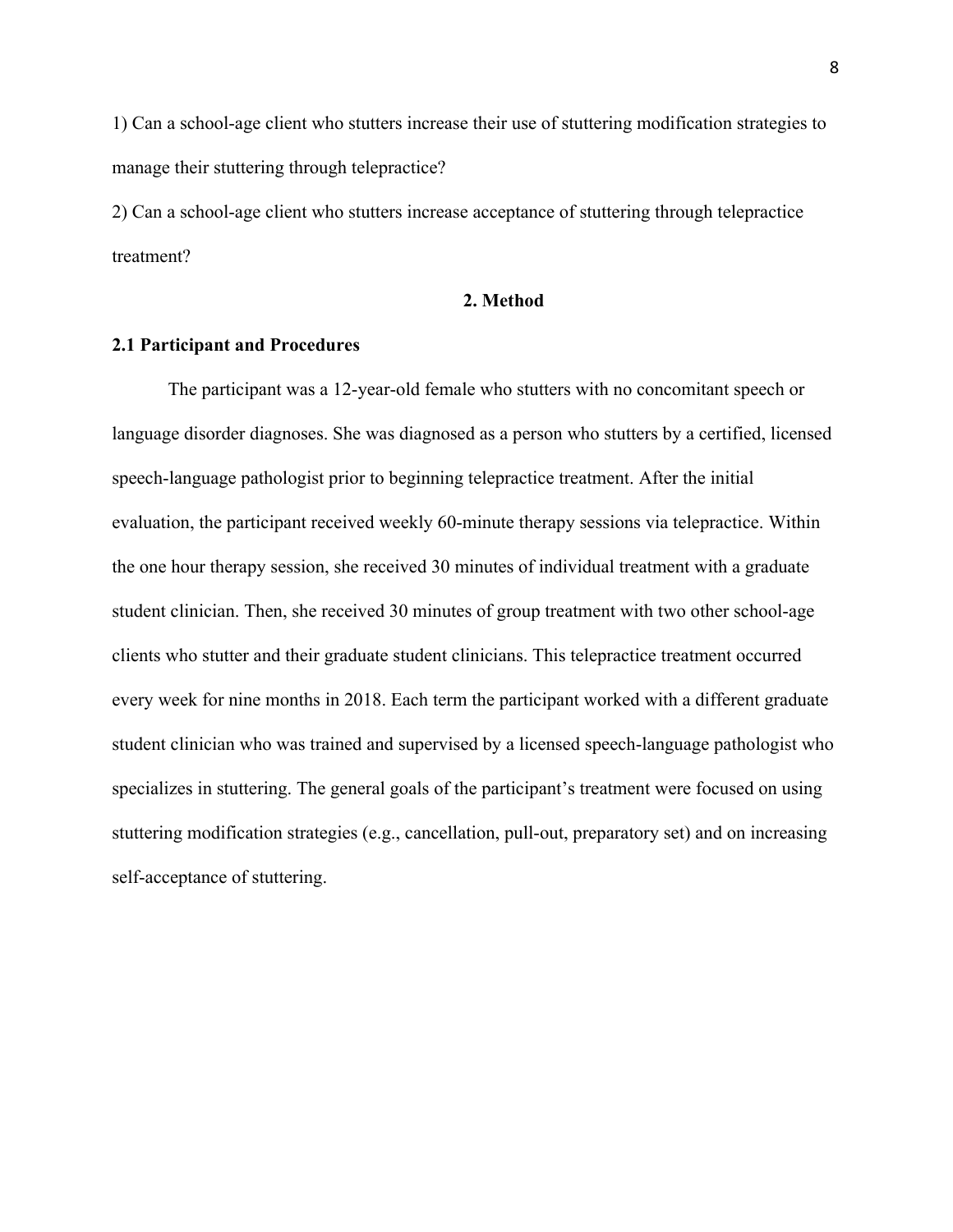1) Can a school-age client who stutters increase their use of stuttering modification strategies to manage their stuttering through telepractice?

2) Can a school-age client who stutters increase acceptance of stuttering through telepractice treatment?

## 2. Method

### 2.1 Participant and Procedures

The participant was a 12-year-old female who stutters with no concomitant speech or language disorder diagnoses. She was diagnosed as a person who stutters by a certified, licensed speech-language pathologist prior to beginning telepractice treatment. After the initial evaluation, the participant received weekly 60-minute therapy sessions via telepractice. Within the one hour therapy session, she received 30 minutes of individual treatment with a graduate student clinician. Then, she received 30 minutes of group treatment with two other school-age clients who stutter and their graduate student clinicians. This telepractice treatment occurred every week for nine months in 2018. Each term the participant worked with a different graduate student clinician who was trained and supervised by a licensed speech-language pathologist who specializes in stuttering. The general goals of the participant's treatment were focused on using stuttering modification strategies (e.g., cancellation, pull-out, preparatory set) and on increasing self-acceptance of stuttering.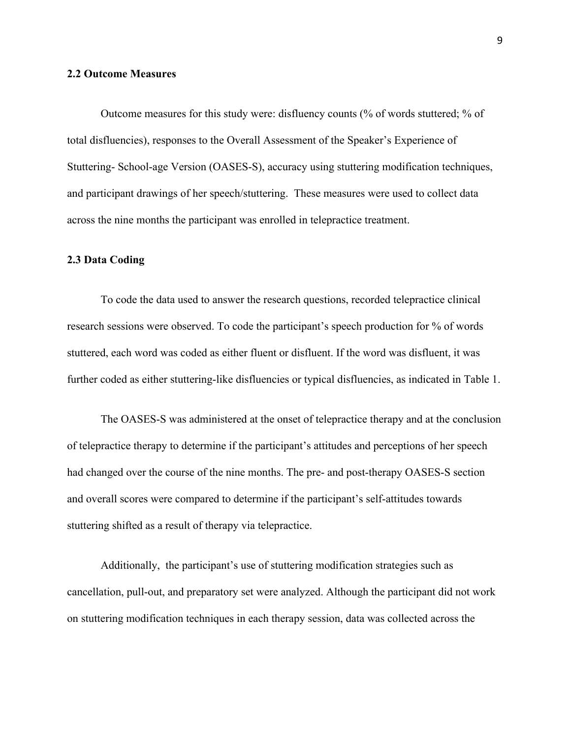### 2.2 Outcome Measures

Outcome measures for this study were: disfluency counts (% of words stuttered; % of total disfluencies), responses to the Overall Assessment of the Speaker's Experience of Stuttering- School-age Version (OASES-S), accuracy using stuttering modification techniques, and participant drawings of her speech/stuttering. These measures were used to collect data across the nine months the participant was enrolled in telepractice treatment.

### 2.3 Data Coding

To code the data used to answer the research questions, recorded telepractice clinical research sessions were observed. To code the participant's speech production for % of words stuttered, each word was coded as either fluent or disfluent. If the word was disfluent, it was further coded as either stuttering-like disfluencies or typical disfluencies, as indicated in Table 1.

The OASES-S was administered at the onset of telepractice therapy and at the conclusion of telepractice therapy to determine if the participant's attitudes and perceptions of her speech had changed over the course of the nine months. The pre- and post-therapy OASES-S section and overall scores were compared to determine if the participant's self-attitudes towards stuttering shifted as a result of therapy via telepractice.

Additionally, the participant's use of stuttering modification strategies such as cancellation, pull-out, and preparatory set were analyzed. Although the participant did not work on stuttering modification techniques in each therapy session, data was collected across the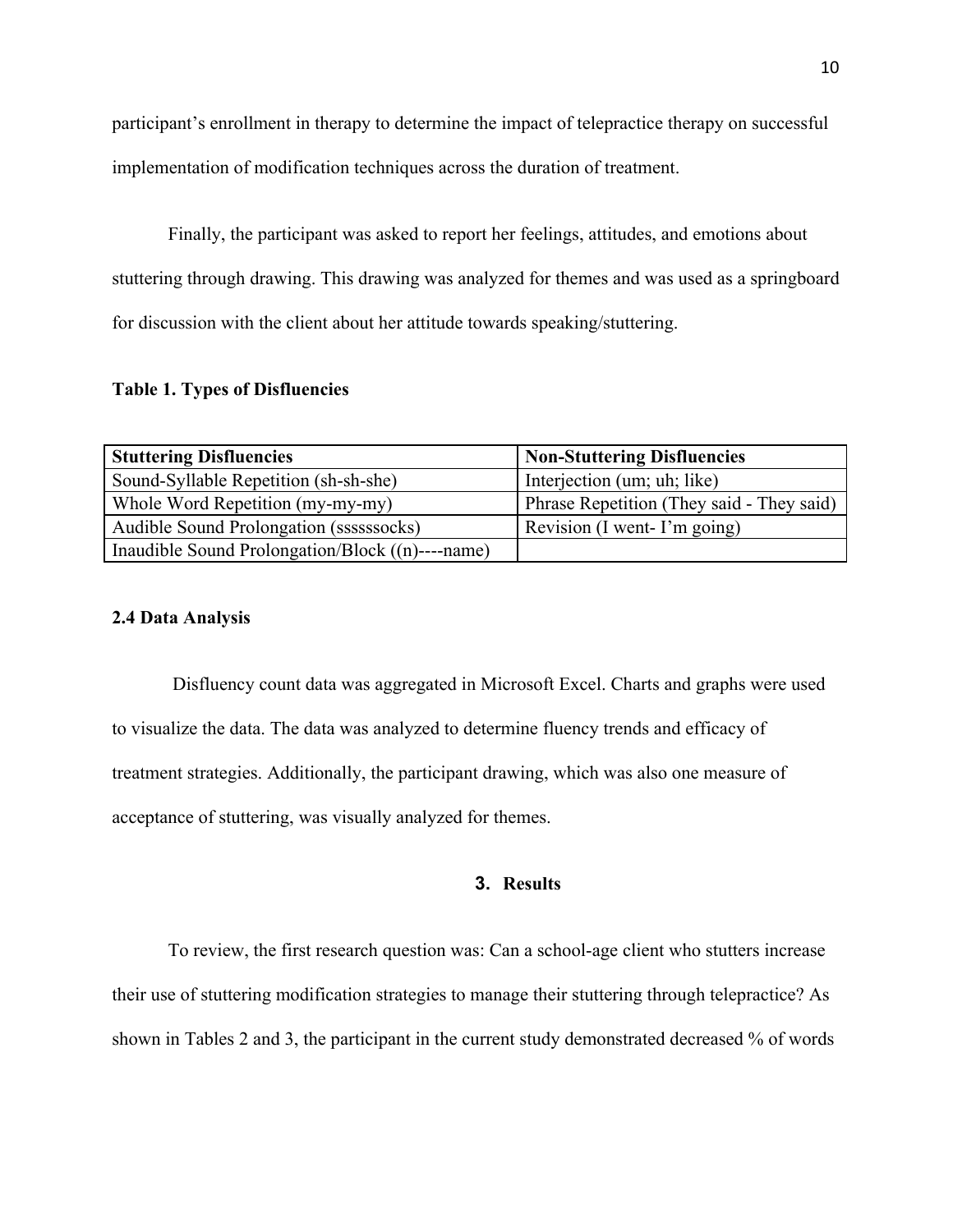participant's enrollment in therapy to determine the impact of telepractice therapy on successful implementation of modification techniques across the duration of treatment.

Finally, the participant was asked to report her feelings, attitudes, and emotions about stuttering through drawing. This drawing was analyzed for themes and was used as a springboard for discussion with the client about her attitude towards speaking/stuttering.

**Table 1. Types of Disfluencies**

| Stuttering Disfluencies | Non-Stuttering Disfluencies |
|---|---|
| Sound-Syllable Repetition (sh-sh-she) | Interjection (um; uh; like) |
| Whole Word Repetition (my-my-my) | Phrase Repetition (They said - They said) |
| Audible Sound Prolongation (ssssssocks) | Revision (I went- I'm going) |
| Inaudible Sound Prolongation/Block ((n)----name) | |

### 2.4 Data Analysis

Disfluency count data was aggregated in Microsoft Excel. Charts and graphs were used to visualize the data. The data was analyzed to determine fluency trends and efficacy of treatment strategies. Additionally, the participant drawing, which was also one measure of acceptance of stuttering, was visually analyzed for themes.

## 3. Results

To review, the first research question was: Can a school-age client who stutters increase their use of stuttering modification strategies to manage their stuttering through telepractice? As shown in Tables 2 and 3, the participant in the current study demonstrated decreased % of words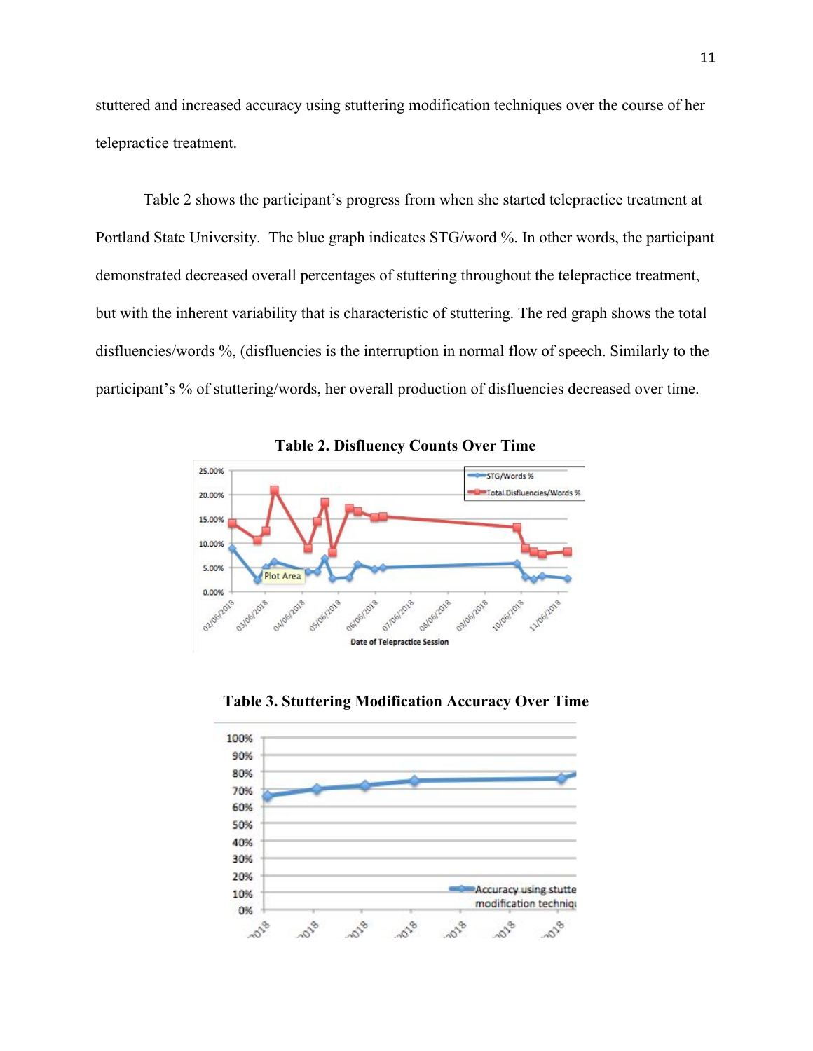stuttered and increased accuracy using stuttering modification techniques over the course of her telepractice treatment.

Table 2 shows the participant's progress from when she started telepractice treatment at Portland State University. The blue graph indicates STG/word %. In other words, the participant demonstrated decreased overall percentages of stuttering throughout the telepractice treatment, but with the inherent variability that is characteristic of stuttering. The red graph shows the total disfluencies/words %, (disfluencies is the interruption in normal flow of speech. Similarly to the participant's % of stuttering/words, her overall production of disfluencies decreased over time.

**Table 2. Disfluency Counts Over Time**

**Table 3. Stuttering Modification Accuracy Over Time**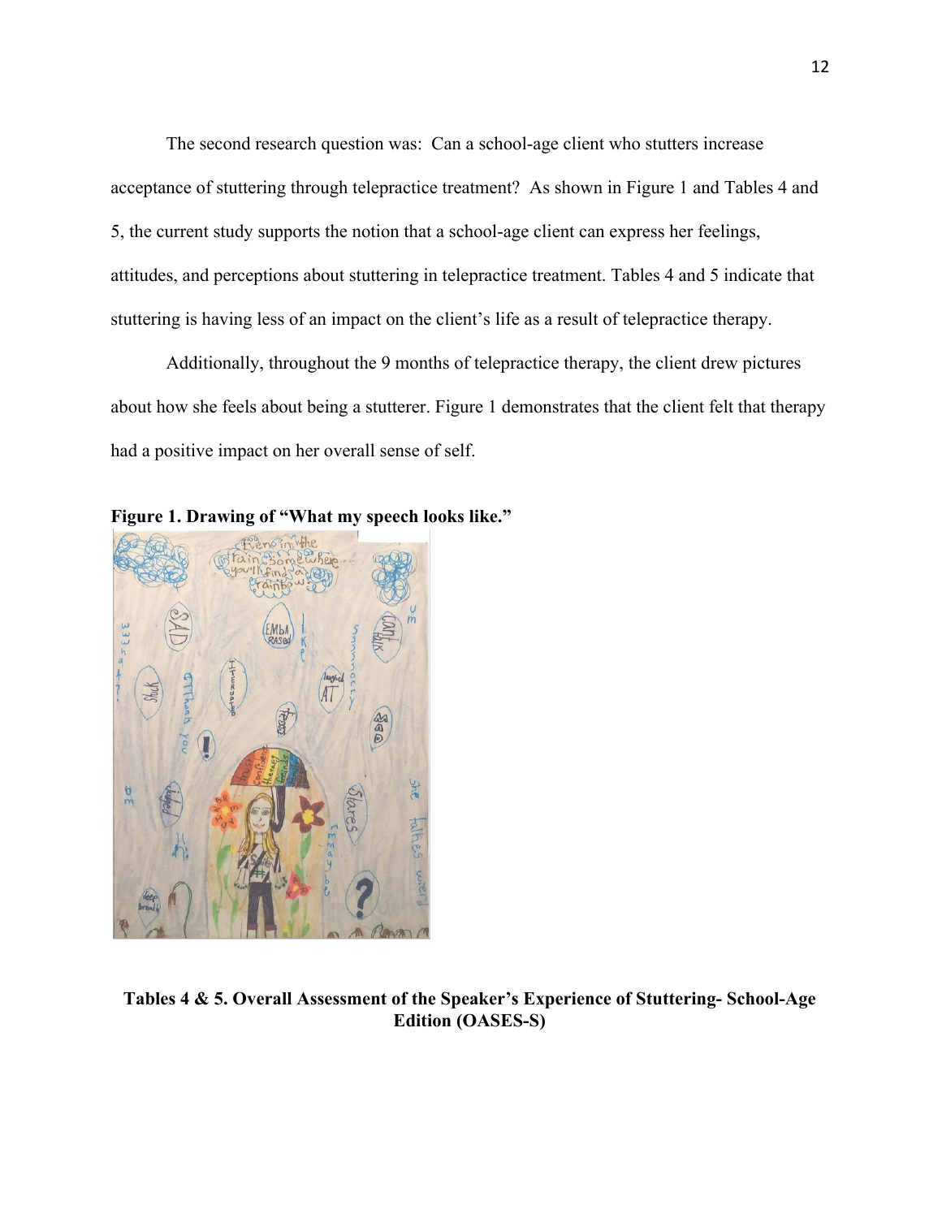The second research question was: Can a school-age client who stutters increase acceptance of stuttering through telepractice treatment? As shown in Figure 1 and Tables 4 and 5, the current study supports the notion that a school-age client can express her feelings, attitudes, and perceptions about stuttering in telepractice treatment. Tables 4 and 5 indicate that stuttering is having less of an impact on the client's life as a result of telepractice therapy.

Additionally, throughout the 9 months of telepractice therapy, the client drew pictures about how she feels about being a stutterer. Figure 1 demonstrates that the client felt that therapy had a positive impact on her overall sense of self.

**Figure 1. Drawing of "What my speech looks like."**

**Tables 4 & 5. Overall Assessment of the Speaker's Experience of Stuttering- School-Age Edition (OASES-S)**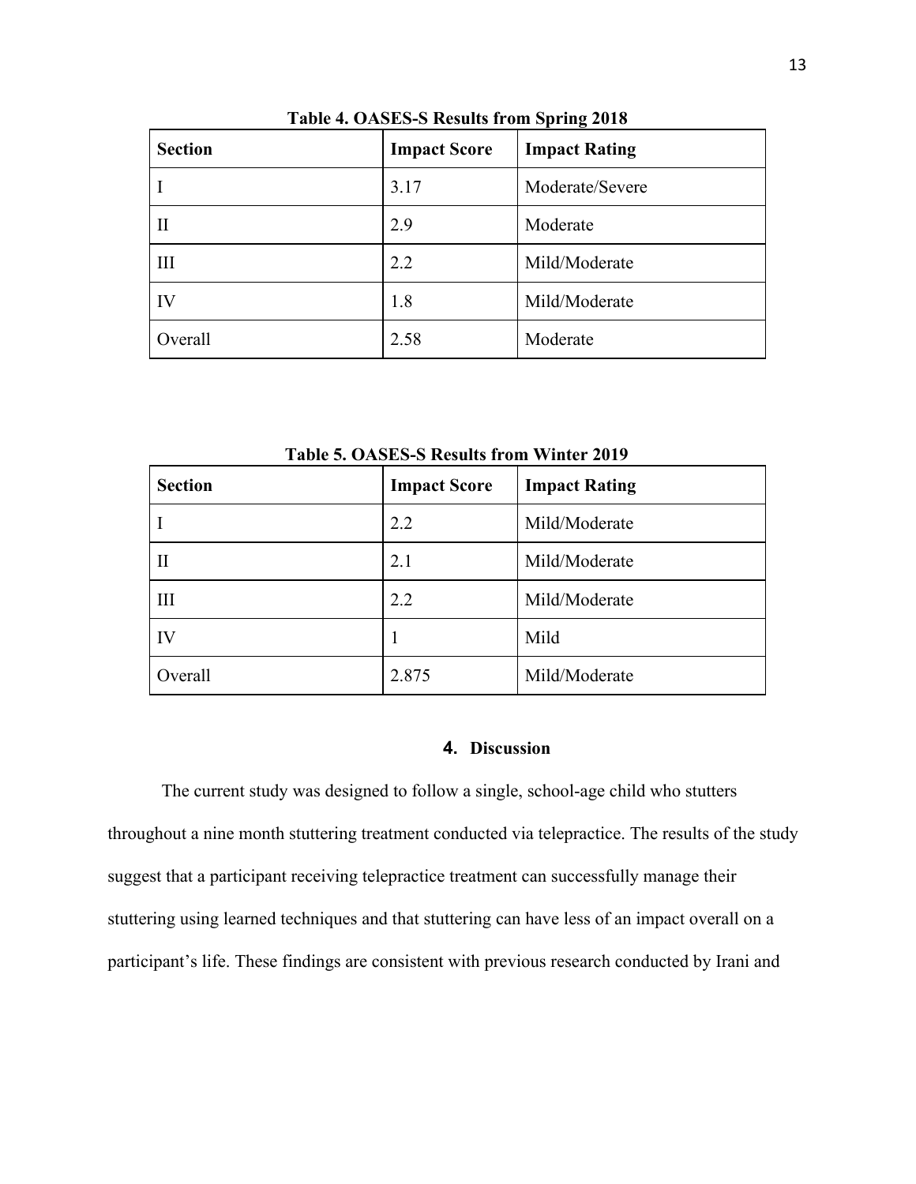**Table 4. OASES-S Results from Spring 2018**

| Section | Impact Score | Impact Rating |
|---|---|---|
| I | 3.17 | Moderate/Severe |
| II | 2.9 | Moderate |
| III | 2.2 | Mild/Moderate |
| IV | 1.8 | Mild/Moderate |
| Overall | 2.58 | Moderate |

**Table 5. OASES-S Results from Winter 2019**

| Section | Impact Score | Impact Rating |
|---|---|---|
| I | 2.2 | Mild/Moderate |
| II | 2.1 | Mild/Moderate |
| III | 2.2 | Mild/Moderate |
| IV | 1 | Mild |
| Overall | 2.875 | Mild/Moderate |

## 4. Discussion

The current study was designed to follow a single, school-age child who stutters throughout a nine month stuttering treatment conducted via telepractice. The results of the study suggest that a participant receiving telepractice treatment can successfully manage their stuttering using learned techniques and that stuttering can have less of an impact overall on a participant's life. These findings are consistent with previous research conducted by Irani and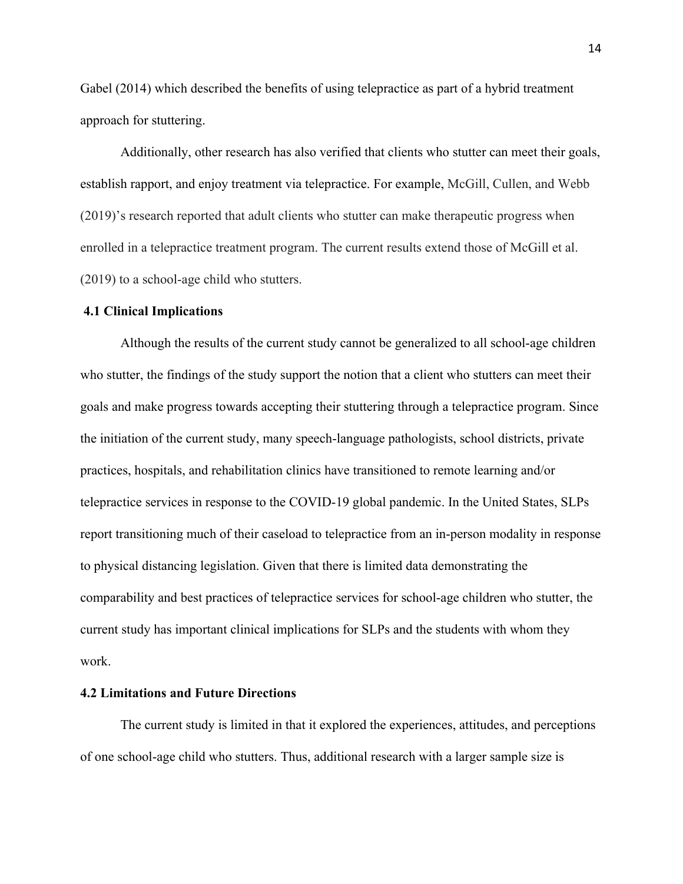Gabel (2014) which described the benefits of using telepractice as part of a hybrid treatment approach for stuttering.

Additionally, other research has also verified that clients who stutter can meet their goals, establish rapport, and enjoy treatment via telepractice. For example, McGill, Cullen, and Webb (2019)'s research reported that adult clients who stutter can make therapeutic progress when enrolled in a telepractice treatment program. The current results extend those of McGill et al. (2019) to a school-age child who stutters.

### 4.1 Clinical Implications

Although the results of the current study cannot be generalized to all school-age children who stutter, the findings of the study support the notion that a client who stutters can meet their goals and make progress towards accepting their stuttering through a telepractice program. Since the initiation of the current study, many speech-language pathologists, school districts, private practices, hospitals, and rehabilitation clinics have transitioned to remote learning and/or telepractice services in response to the COVID-19 global pandemic. In the United States, SLPs report transitioning much of their caseload to telepractice from an in-person modality in response to physical distancing legislation. Given that there is limited data demonstrating the comparability and best practices of telepractice services for school-age children who stutter, the current study has important clinical implications for SLPs and the students with whom they work.

### 4.2 Limitations and Future Directions

The current study is limited in that it explored the experiences, attitudes, and perceptions of one school-age child who stutters. Thus, additional research with a larger sample size is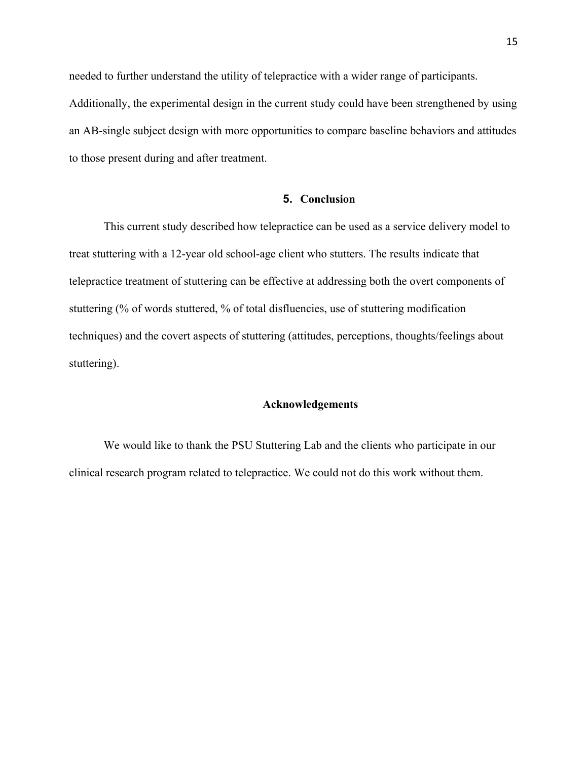needed to further understand the utility of telepractice with a wider range of participants. Additionally, the experimental design in the current study could have been strengthened by using an AB-single subject design with more opportunities to compare baseline behaviors and attitudes to those present during and after treatment.

## 5. Conclusion

This current study described how telepractice can be used as a service delivery model to treat stuttering with a 12-year old school-age client who stutters. The results indicate that telepractice treatment of stuttering can be effective at addressing both the overt components of stuttering (% of words stuttered, % of total disfluencies, use of stuttering modification techniques) and the covert aspects of stuttering (attitudes, perceptions, thoughts/feelings about stuttering).

## Acknowledgements

We would like to thank the PSU Stuttering Lab and the clients who participate in our clinical research program related to telepractice. We could not do this work without them.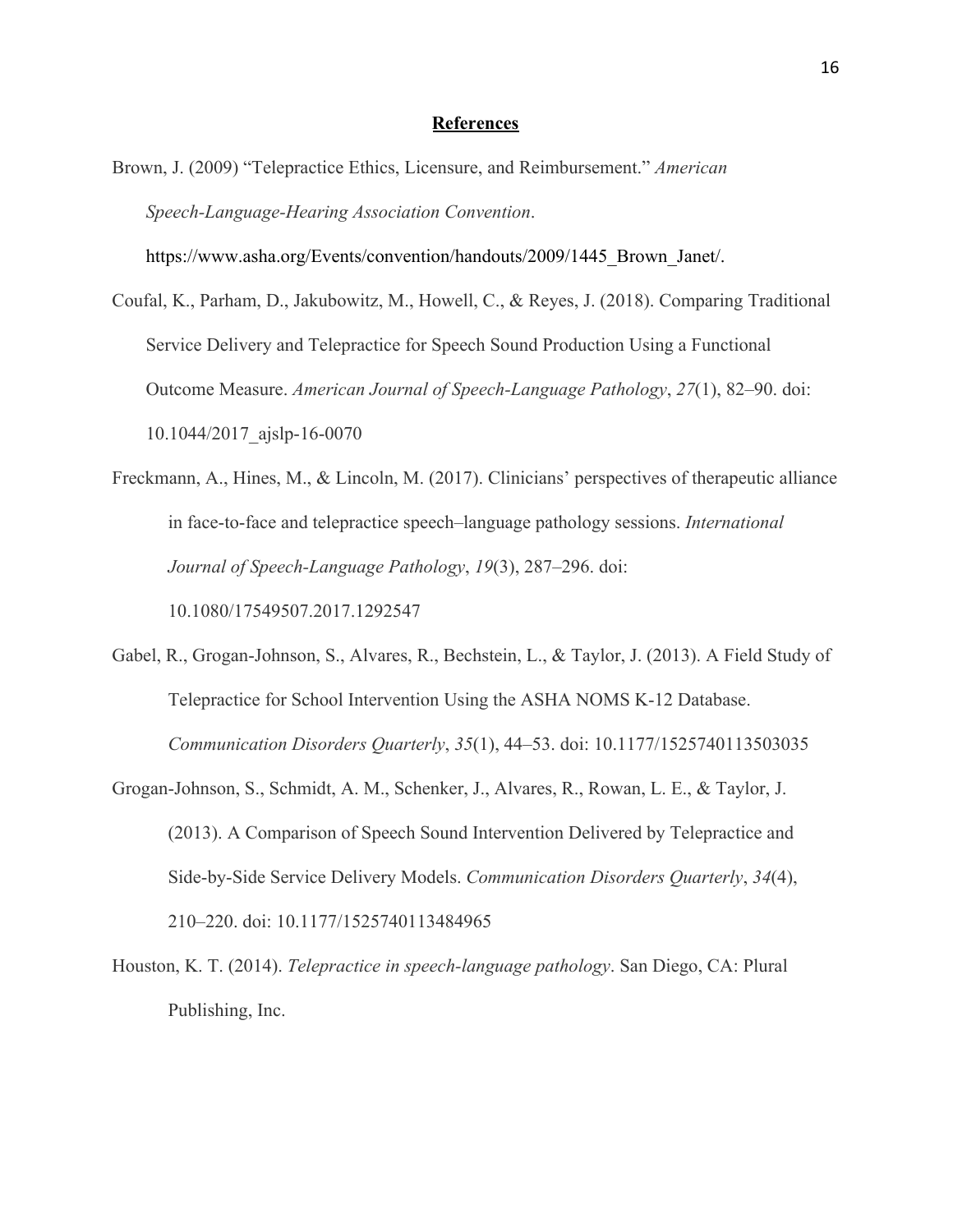# References

Brown, J. (2009) "Telepractice Ethics, Licensure, and Reimbursement." *American Speech-Language-Hearing Association Convention*. https://www.asha.org/Events/convention/handouts/2009/1445_Brown_Janet/.

Coufal, K., Parham, D., Jakubowitz, M., Howell, C., & Reyes, J. (2018). Comparing Traditional Service Delivery and Telepractice for Speech Sound Production Using a Functional Outcome Measure. *American Journal of Speech-Language Pathology*, *27*(1), 82–90. doi: 10.1044/2017_ajslp-16-0070

Freckmann, A., Hines, M., & Lincoln, M. (2017). Clinicians' perspectives of therapeutic alliance in face-to-face and telepractice speech–language pathology sessions. *International Journal of Speech-Language Pathology*, *19*(3), 287–296. doi: 10.1080/17549507.2017.1292547

Gabel, R., Grogan-Johnson, S., Alvares, R., Bechstein, L., & Taylor, J. (2013). A Field Study of Telepractice for School Intervention Using the ASHA NOMS K-12 Database. *Communication Disorders Quarterly*, *35*(1), 44–53. doi: 10.1177/1525740113503035

Grogan-Johnson, S., Schmidt, A. M., Schenker, J., Alvares, R., Rowan, L. E., & Taylor, J. (2013). A Comparison of Speech Sound Intervention Delivered by Telepractice and Side-by-Side Service Delivery Models. *Communication Disorders Quarterly*, *34*(4), 210–220. doi: 10.1177/1525740113484965

Houston, K. T. (2014). *Telepractice in speech-language pathology*. San Diego, CA: Plural Publishing, Inc.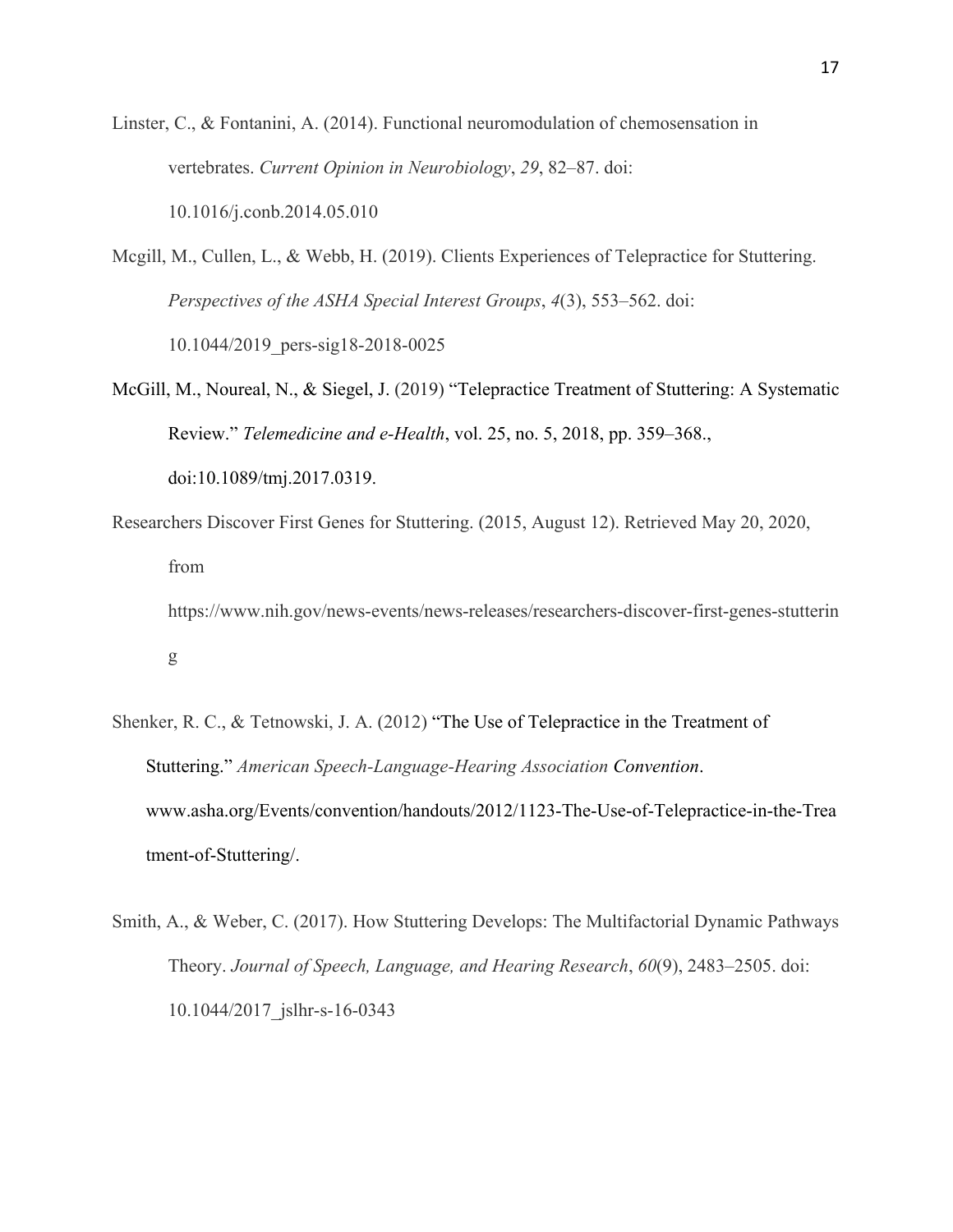Linster, C., & Fontanini, A. (2014). Functional neuromodulation of chemosensation in vertebrates. *Current Opinion in Neurobiology*, *29*, 82–87. doi: 10.1016/j.conb.2014.05.010

Mcgill, M., Cullen, L., & Webb, H. (2019). Clients Experiences of Telepractice for Stuttering. *Perspectives of the ASHA Special Interest Groups*, *4*(3), 553–562. doi: 10.1044/2019_pers-sig18-2018-0025

McGill, M., Noureal, N., & Siegel, J. (2019) "Telepractice Treatment of Stuttering: A Systematic Review." *Telemedicine and e-Health*, vol. 25, no. 5, 2018, pp. 359–368., doi:10.1089/tmj.2017.0319.

Researchers Discover First Genes for Stuttering. (2015, August 12). Retrieved May 20, 2020, from https://www.nih.gov/news-events/news-releases/researchers-discover-first-genes-stuttering

Shenker, R. C., & Tetnowski, J. A. (2012) "The Use of Telepractice in the Treatment of Stuttering." *American Speech-Language-Hearing Association Convention*. www.asha.org/Events/convention/handouts/2012/1123-The-Use-of-Telepractice-in-the-Treatment-of-Stuttering/.

Smith, A., & Weber, C. (2017). How Stuttering Develops: The Multifactorial Dynamic Pathways Theory. *Journal of Speech, Language, and Hearing Research*, *60*(9), 2483–2505. doi: 10.1044/2017_jslhr-s-16-0343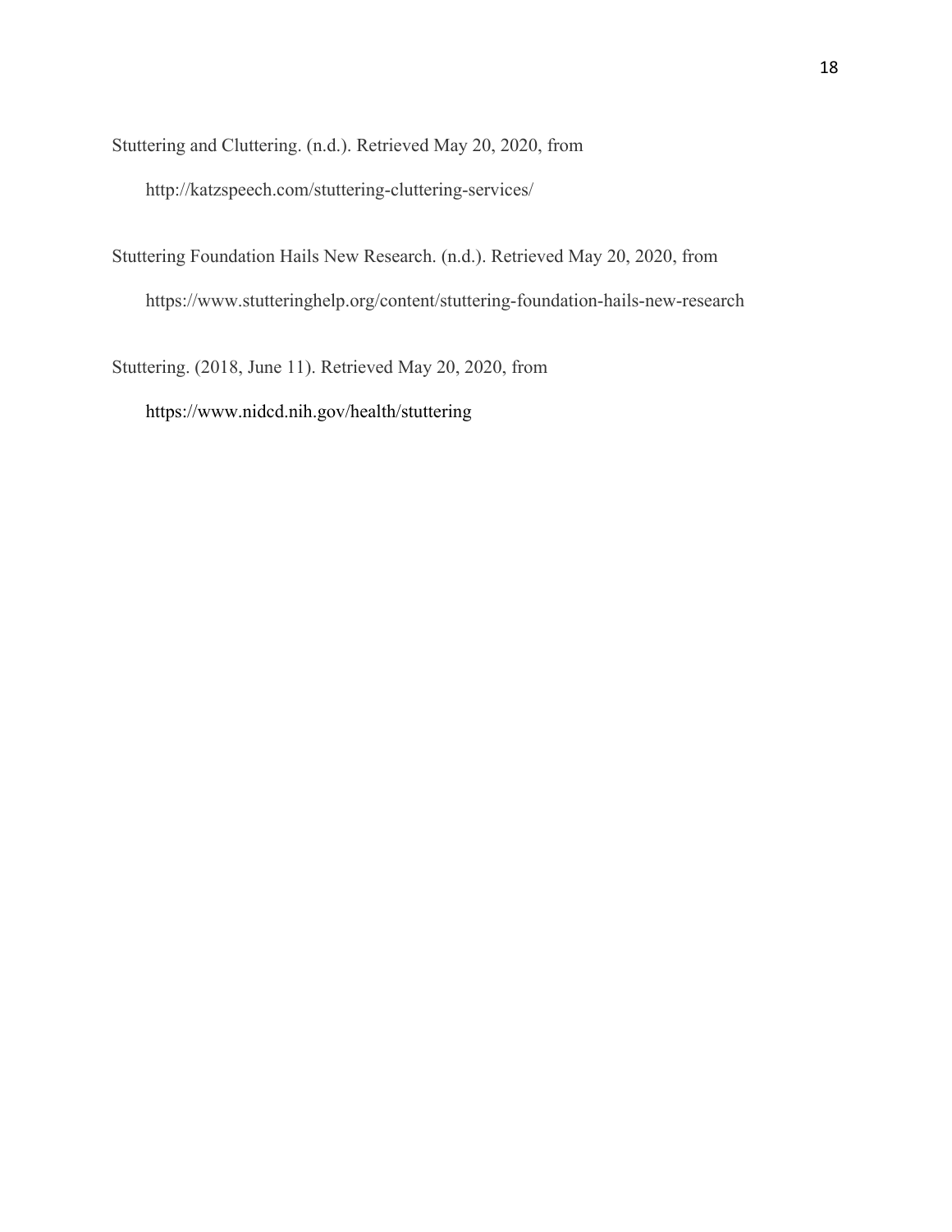Stuttering and Cluttering. (n.d.). Retrieved May 20, 2020, from http://katzspeech.com/stuttering-cluttering-services/

Stuttering Foundation Hails New Research. (n.d.). Retrieved May 20, 2020, from https://www.stutteringhelp.org/content/stuttering-foundation-hails-new-research

Stuttering. (2018, June 11). Retrieved May 20, 2020, from https://www.nidcd.nih.gov/health/stuttering